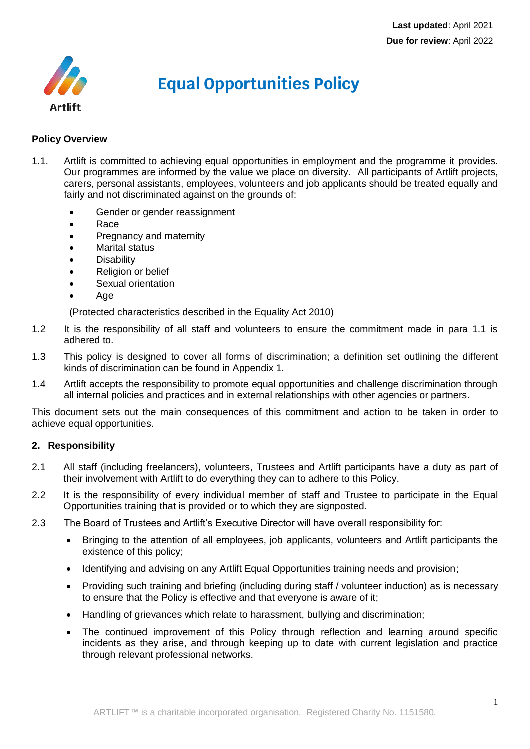**Last updated**: April 2021
**Due for review**: April 2022

Artlift

# Equal Opportunities Policy

**Policy Overview**

1.1. Artlift is committed to achieving equal opportunities in employment and the programme it provides. Our programmes are informed by the value we place on diversity. All participants of Artlift projects, carers, personal assistants, employees, volunteers and job applicants should be treated equally and fairly and not discriminated against on the grounds of:

- Gender or gender reassignment
- Race
- Pregnancy and maternity
- Marital status
- Disability
- Religion or belief
- Sexual orientation
- Age

(Protected characteristics described in the Equality Act 2010)

1.2 It is the responsibility of all staff and volunteers to ensure the commitment made in para 1.1 is adhered to.

1.3 This policy is designed to cover all forms of discrimination; a definition set outlining the different kinds of discrimination can be found in Appendix 1.

1.4 Artlift accepts the responsibility to promote equal opportunities and challenge discrimination through all internal policies and practices and in external relationships with other agencies or partners.

This document sets out the main consequences of this commitment and action to be taken in order to achieve equal opportunities.

## 2. Responsibility

2.1 All staff (including freelancers), volunteers, Trustees and Artlift participants have a duty as part of their involvement with Artlift to do everything they can to adhere to this Policy.

2.2 It is the responsibility of every individual member of staff and Trustee to participate in the Equal Opportunities training that is provided or to which they are signposted.

2.3 The Board of Trustees and Artlift's Executive Director will have overall responsibility for:

- Bringing to the attention of all employees, job applicants, volunteers and Artlift participants the existence of this policy;
- Identifying and advising on any Artlift Equal Opportunities training needs and provision;
- Providing such training and briefing (including during staff / volunteer induction) as is necessary to ensure that the Policy is effective and that everyone is aware of it;
- Handling of grievances which relate to harassment, bullying and discrimination;
- The continued improvement of this Policy through reflection and learning around specific incidents as they arise, and through keeping up to date with current legislation and practice through relevant professional networks.

ARTLIFT™ is a charitable incorporated organisation. Registered Charity No. 1151580.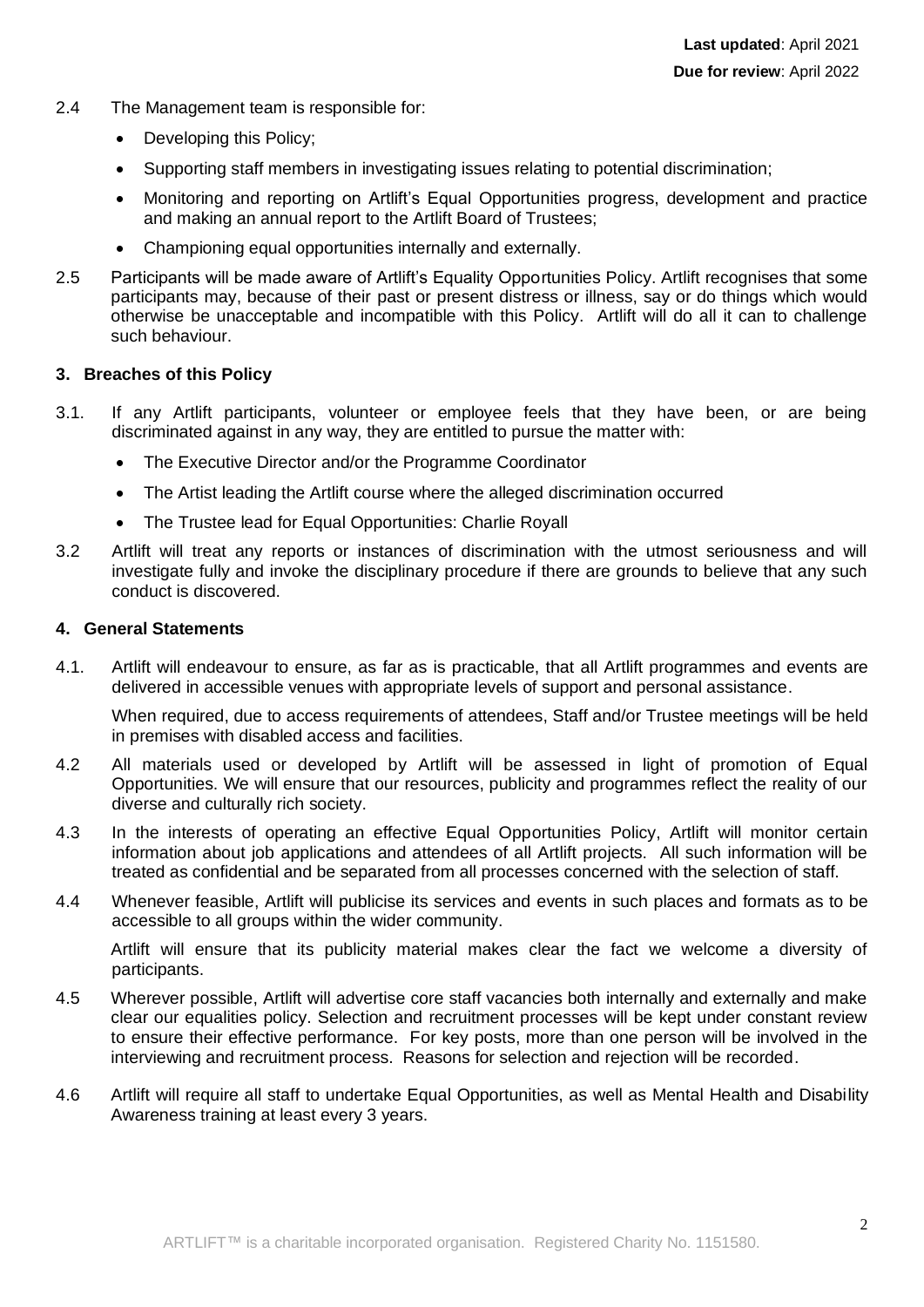**Last updated**: April 2021

**Due for review**: April 2022

2.4 The Management team is responsible for:

- Developing this Policy;
- Supporting staff members in investigating issues relating to potential discrimination;
- Monitoring and reporting on Artlift's Equal Opportunities progress, development and practice and making an annual report to the Artlift Board of Trustees;
- Championing equal opportunities internally and externally.

2.5 Participants will be made aware of Artlift's Equality Opportunities Policy. Artlift recognises that some participants may, because of their past or present distress or illness, say or do things which would otherwise be unacceptable and incompatible with this Policy. Artlift will do all it can to challenge such behaviour.

## 3. Breaches of this Policy

3.1. If any Artlift participants, volunteer or employee feels that they have been, or are being discriminated against in any way, they are entitled to pursue the matter with:

- The Executive Director and/or the Programme Coordinator
- The Artist leading the Artlift course where the alleged discrimination occurred
- The Trustee lead for Equal Opportunities: Charlie Royall

3.2 Artlift will treat any reports or instances of discrimination with the utmost seriousness and will investigate fully and invoke the disciplinary procedure if there are grounds to believe that any such conduct is discovered.

## 4. General Statements

4.1. Artlift will endeavour to ensure, as far as is practicable, that all Artlift programmes and events are delivered in accessible venues with appropriate levels of support and personal assistance.

When required, due to access requirements of attendees, Staff and/or Trustee meetings will be held in premises with disabled access and facilities.

4.2 All materials used or developed by Artlift will be assessed in light of promotion of Equal Opportunities. We will ensure that our resources, publicity and programmes reflect the reality of our diverse and culturally rich society.

4.3 In the interests of operating an effective Equal Opportunities Policy, Artlift will monitor certain information about job applications and attendees of all Artlift projects. All such information will be treated as confidential and be separated from all processes concerned with the selection of staff.

4.4 Whenever feasible, Artlift will publicise its services and events in such places and formats as to be accessible to all groups within the wider community.

Artlift will ensure that its publicity material makes clear the fact we welcome a diversity of participants.

4.5 Wherever possible, Artlift will advertise core staff vacancies both internally and externally and make clear our equalities policy. Selection and recruitment processes will be kept under constant review to ensure their effective performance. For key posts, more than one person will be involved in the interviewing and recruitment process. Reasons for selection and rejection will be recorded.

4.6 Artlift will require all staff to undertake Equal Opportunities, as well as Mental Health and Disability Awareness training at least every 3 years.

ARTLIFT™ is a charitable incorporated organisation. Registered Charity No. 1151580.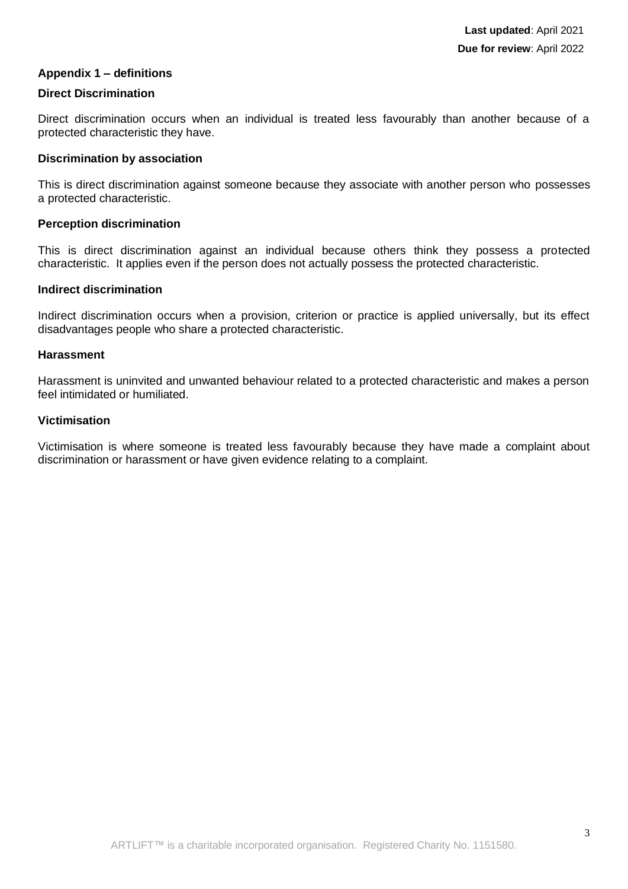**Last updated**: April 2021

**Due for review**: April 2022

## Appendix 1 – definitions

### Direct Discrimination

Direct discrimination occurs when an individual is treated less favourably than another because of a protected characteristic they have.

### Discrimination by association

This is direct discrimination against someone because they associate with another person who possesses a protected characteristic.

### Perception discrimination

This is direct discrimination against an individual because others think they possess a protected characteristic. It applies even if the person does not actually possess the protected characteristic.

### Indirect discrimination

Indirect discrimination occurs when a provision, criterion or practice is applied universally, but its effect disadvantages people who share a protected characteristic.

### Harassment

Harassment is uninvited and unwanted behaviour related to a protected characteristic and makes a person feel intimidated or humiliated.

### Victimisation

Victimisation is where someone is treated less favourably because they have made a complaint about discrimination or harassment or have given evidence relating to a complaint.

ARTLIFT™ is a charitable incorporated organisation. Registered Charity No. 1151580.